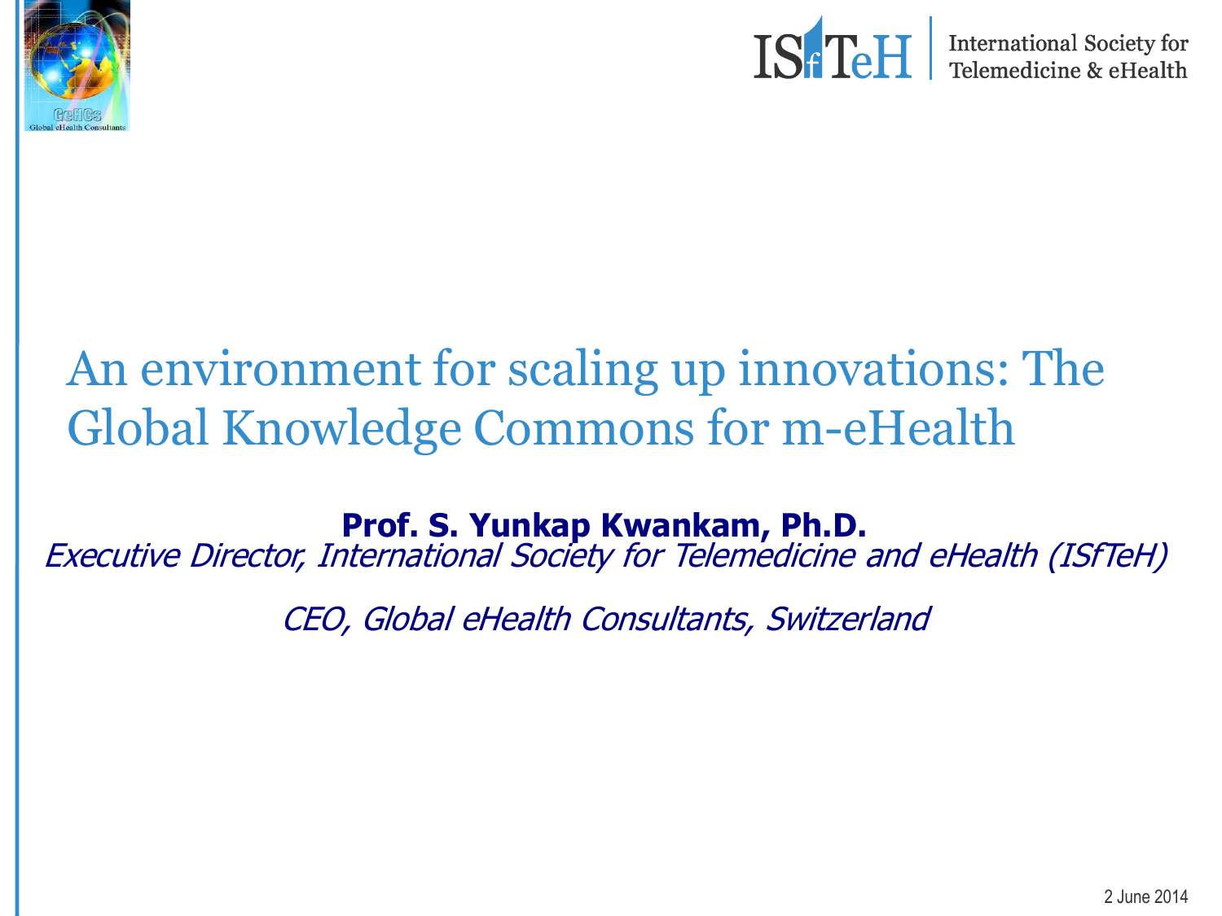# An environment for scaling up innovations: The Global Knowledge Commons for m-eHealth

**Prof. S. Yunkap Kwankam, Ph.D.**

*Executive Director, International Society for Telemedicine and eHealth (ISfTeH)*

*CEO, Global eHealth Consultants, Switzerland*

2 June 2014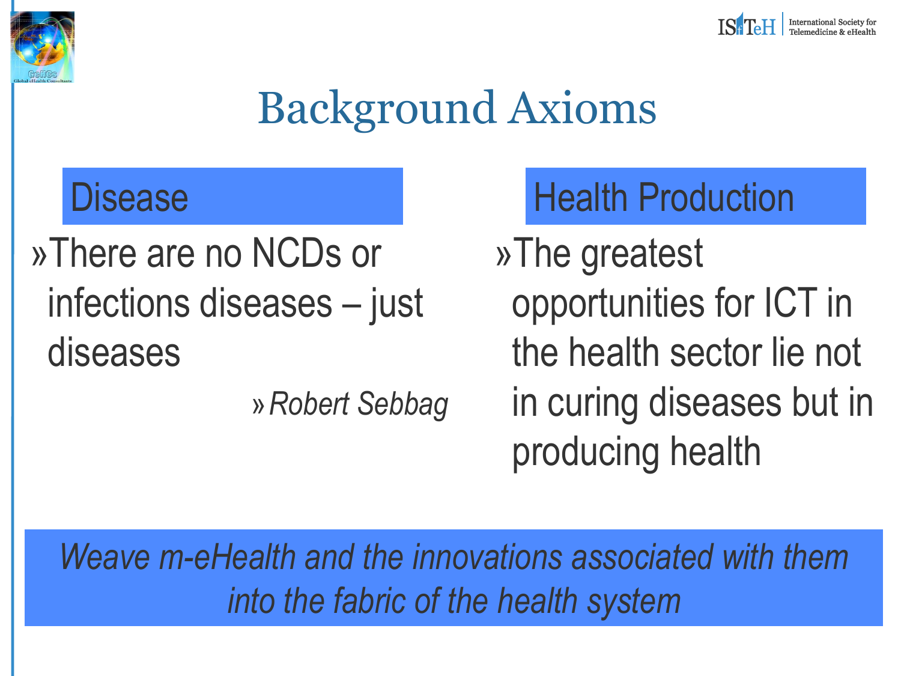# Background Axioms

## Disease

» There are no NCDs or infections diseases – just diseases

» *Robert Sebbag*

## Health Production

» The greatest opportunities for ICT in the health sector lie not in curing diseases but in producing health

*Weave m-eHealth and the innovations associated with them into the fabric of the health system*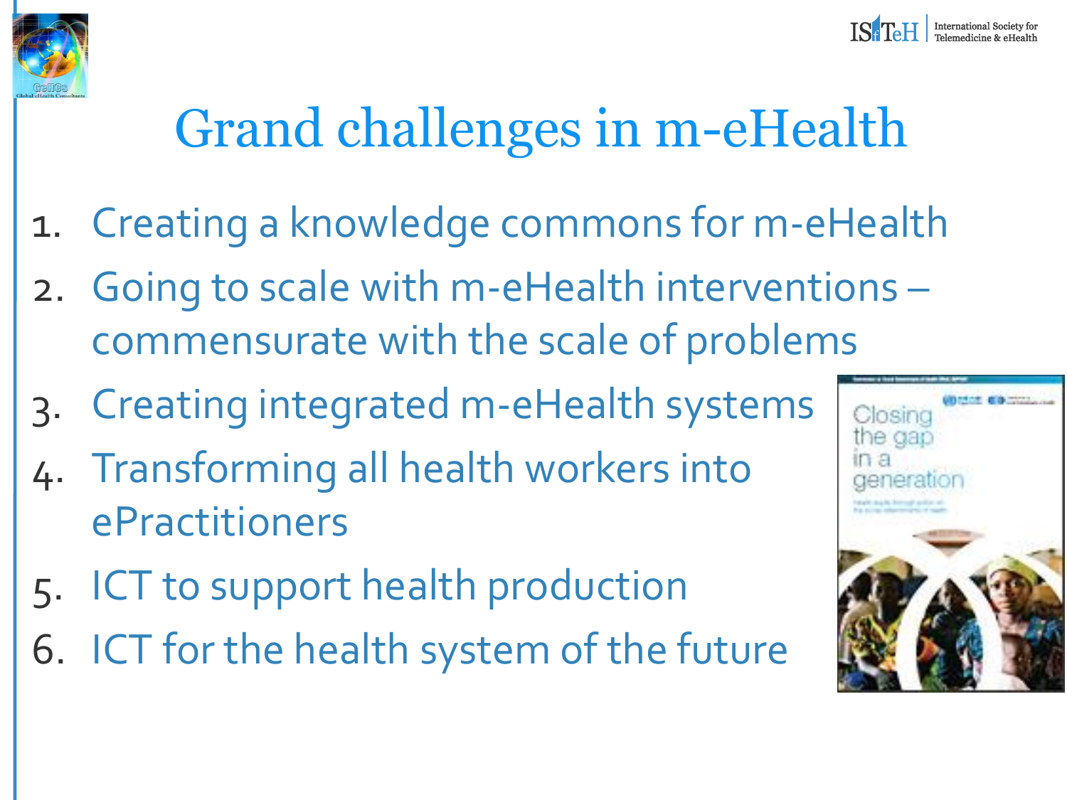# Grand challenges in m-eHealth

1. Creating a knowledge commons for m-eHealth
2. Going to scale with m-eHealth interventions – commensurate with the scale of problems
3. Creating integrated m-eHealth systems
4. Transforming all health workers into ePractitioners
5. ICT to support health production
6. ICT for the health system of the future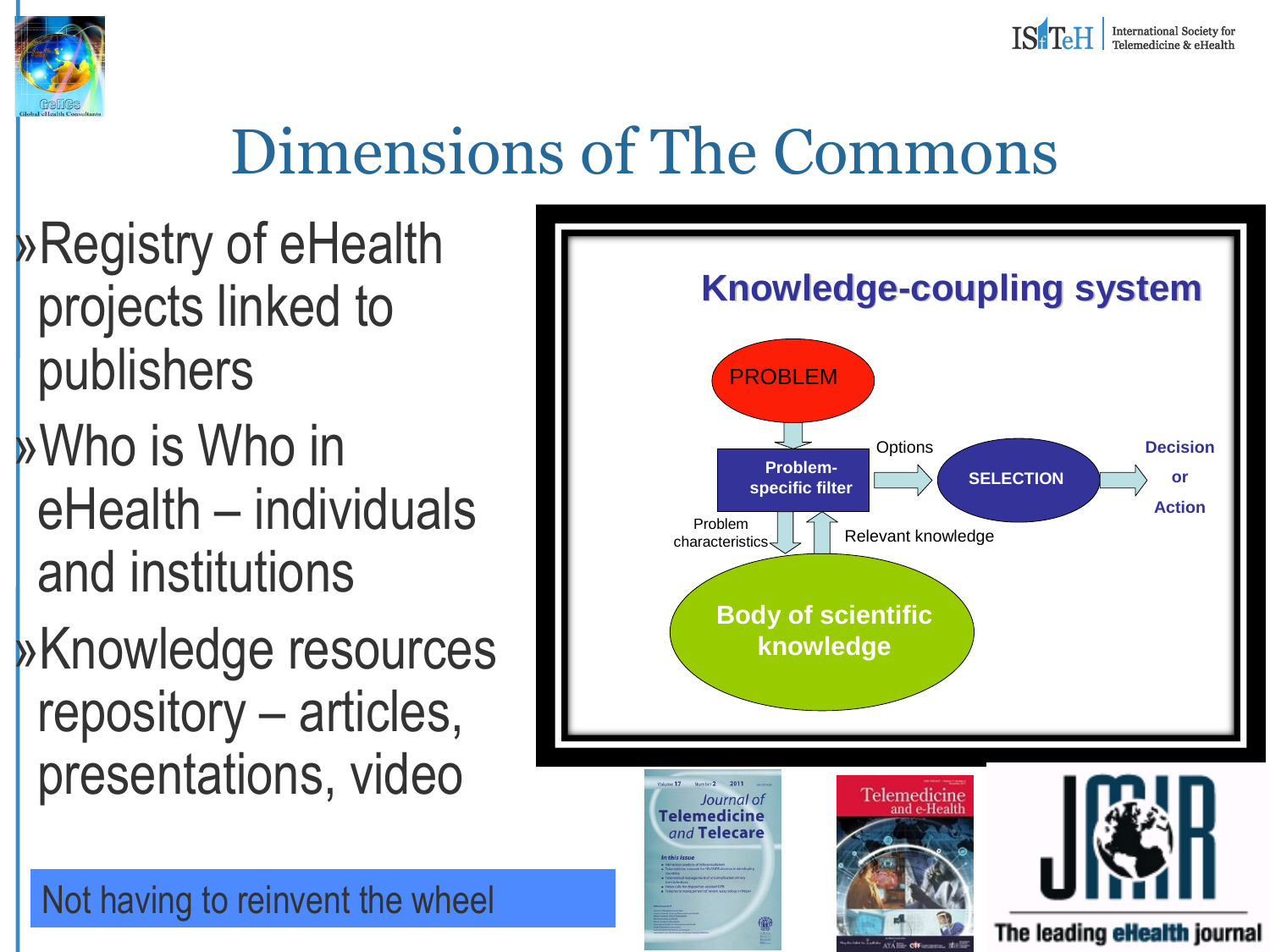# Dimensions of The Commons

- Registry of eHealth projects linked to publishers
- Who is Who in eHealth – individuals and institutions
- Knowledge resources repository – articles, presentations, video

**Knowledge-coupling system**

PROBLEM

Problem-specific filter

Options

SELECTION

Decision or Action

Problem characteristics

Relevant knowledge

Body of scientific knowledge

Not having to reinvent the wheel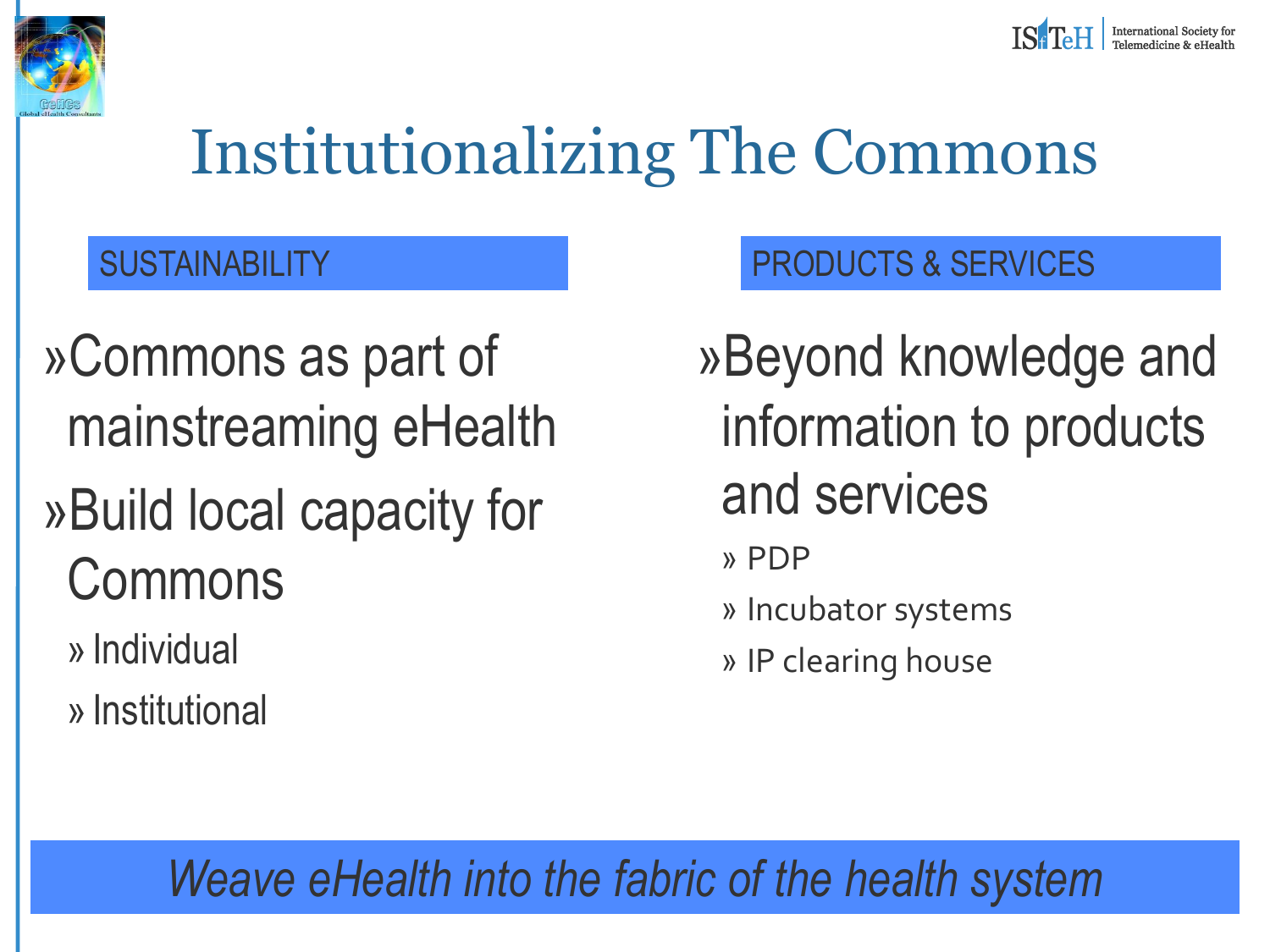# Institutionalizing The Commons

## SUSTAINABILITY

- Commons as part of mainstreaming eHealth
- Build local capacity for Commons
  - Individual
  - Institutional

## PRODUCTS & SERVICES

- Beyond knowledge and information to products and services
  - PDP
  - Incubator systems
  - IP clearing house

*Weave eHealth into the fabric of the health system*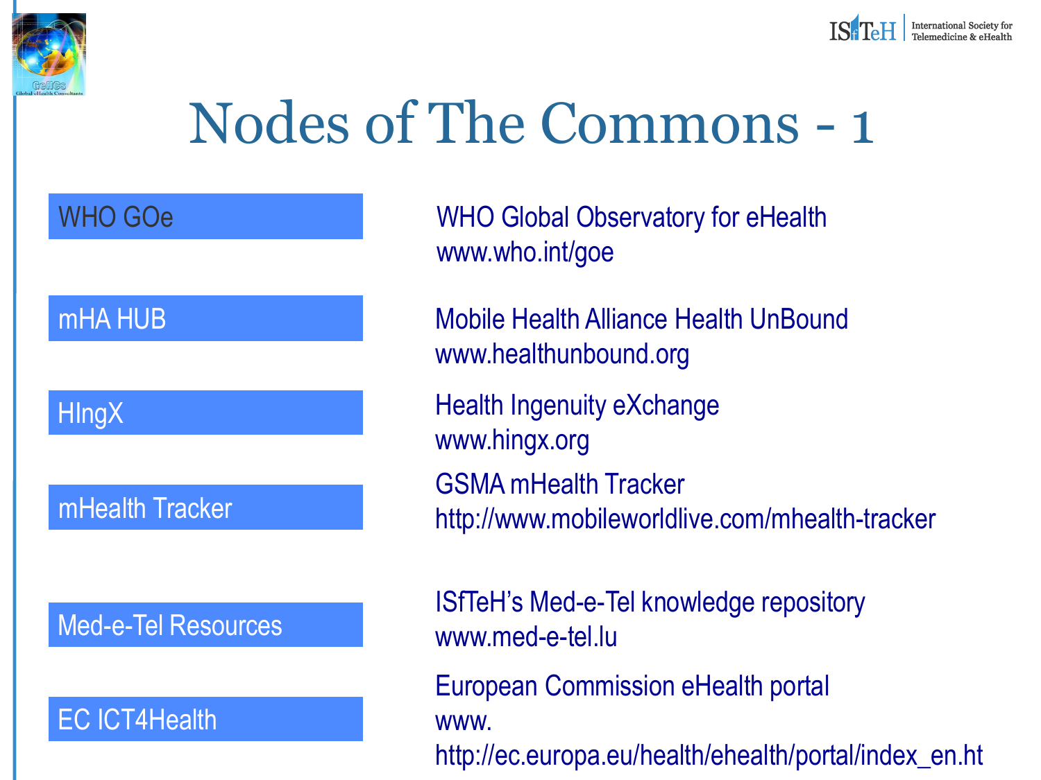# Nodes of The Commons - 1

| | |
|---|---|
| WHO GOe | WHO Global Observatory for eHealth<br>www.who.int/goe |
| mHA HUB | Mobile Health Alliance Health UnBound<br>www.healthunbound.org |
| HIngX | Health Ingenuity eXchange<br>www.hingx.org |
| mHealth Tracker | GSMA mHealth Tracker<br>http://www.mobileworldlive.com/mhealth-tracker |
| Med-e-Tel Resources | ISfTeH's Med-e-Tel knowledge repository<br>www.med-e-tel.lu |
| EC ICT4Health | European Commission eHealth portal<br>www.<br>http://ec.europa.eu/health/ehealth/portal/index_en.ht |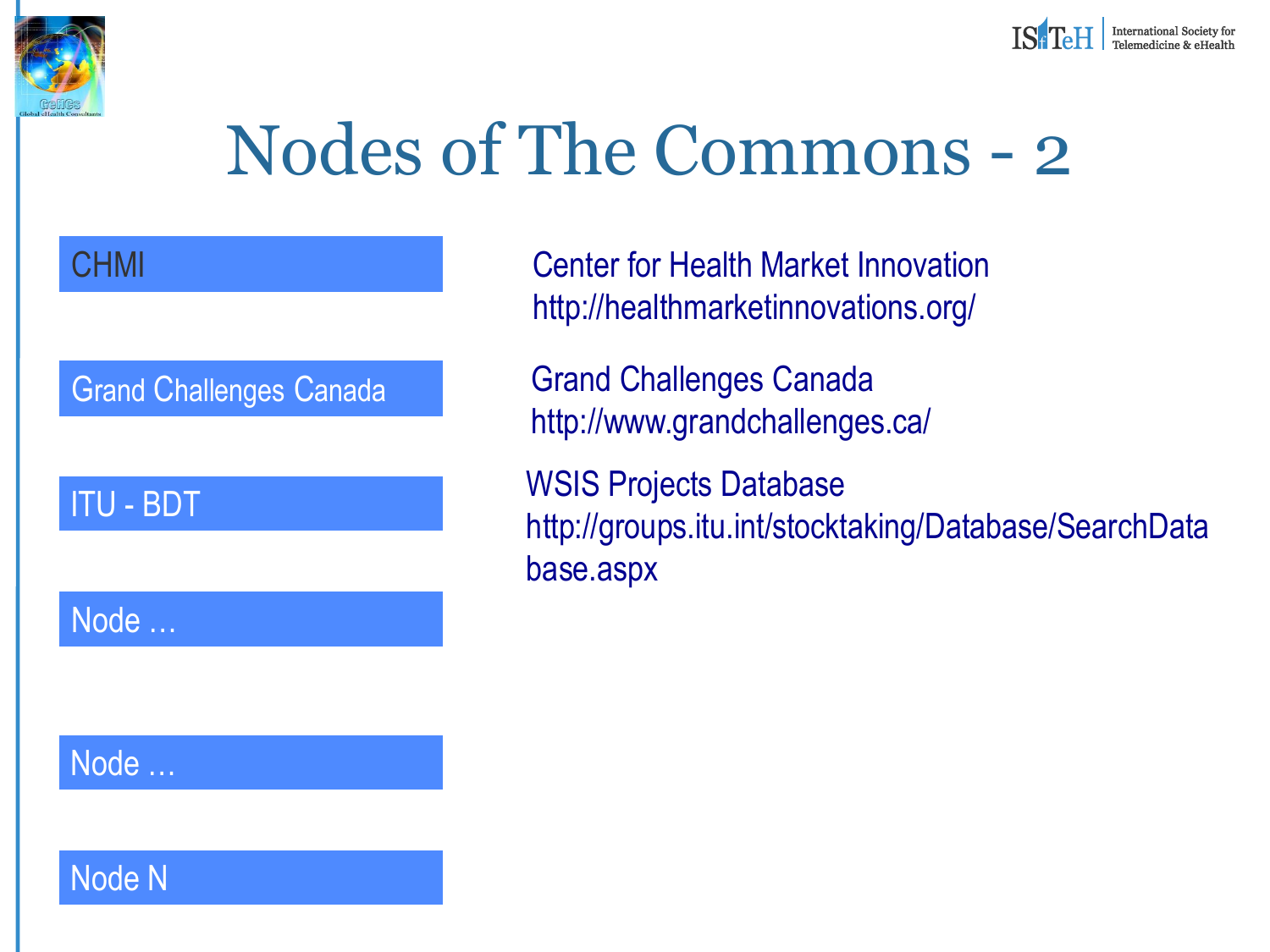# Nodes of The Commons - 2

| Node | Description |
|---|---|
| CHMI | Center for Health Market Innovation http://healthmarketinnovations.org/ |
| Grand Challenges Canada | Grand Challenges Canada http://www.grandchallenges.ca/ |
| ITU - BDT | WSIS Projects Database http://groups.itu.int/stocktaking/Database/SearchDatabase.aspx |
| Node … | |
| Node … | |
| Node N | |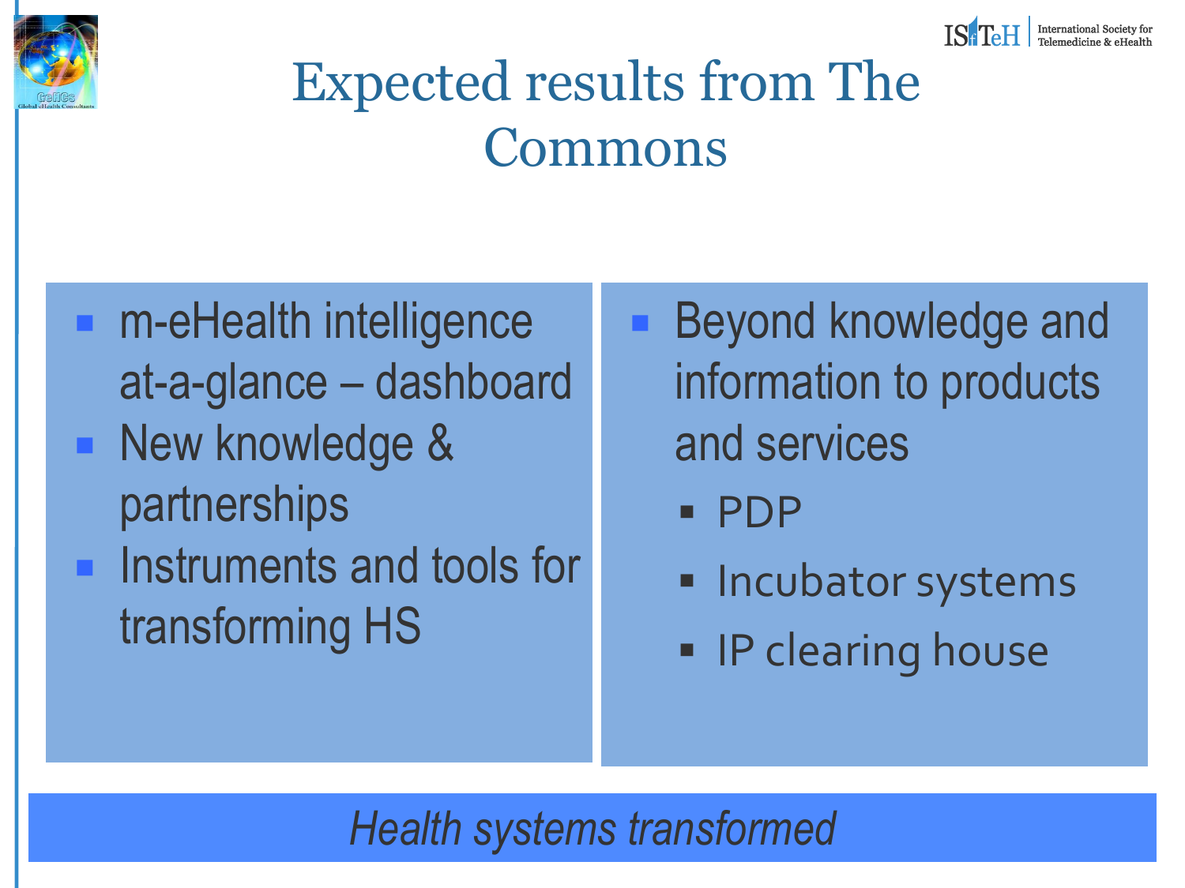# Expected results from The Commons

- m-eHealth intelligence at-a-glance – dashboard
- New knowledge & partnerships
- Instruments and tools for transforming HS

- Beyond knowledge and information to products and services
  - PDP
  - Incubator systems
  - IP clearing house

*Health systems transformed*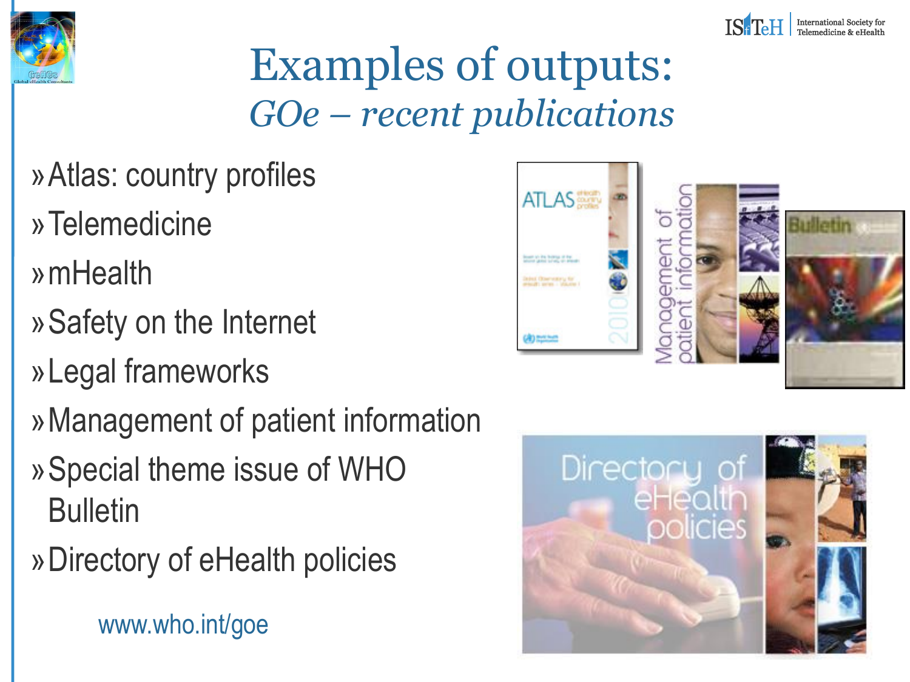# Examples of outputs:

## *GOe – recent publications*

- Atlas: country profiles
- Telemedicine
- mHealth
- Safety on the Internet
- Legal frameworks
- Management of patient information
- Special theme issue of WHO Bulletin
- Directory of eHealth policies

www.who.int/goe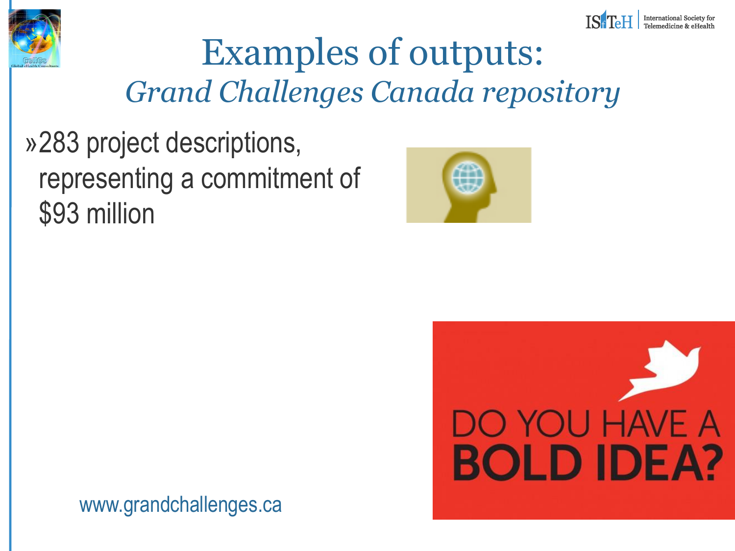# Examples of outputs:

## *Grand Challenges Canada repository*

- 283 project descriptions, representing a commitment of $93 million

www.grandchallenges.ca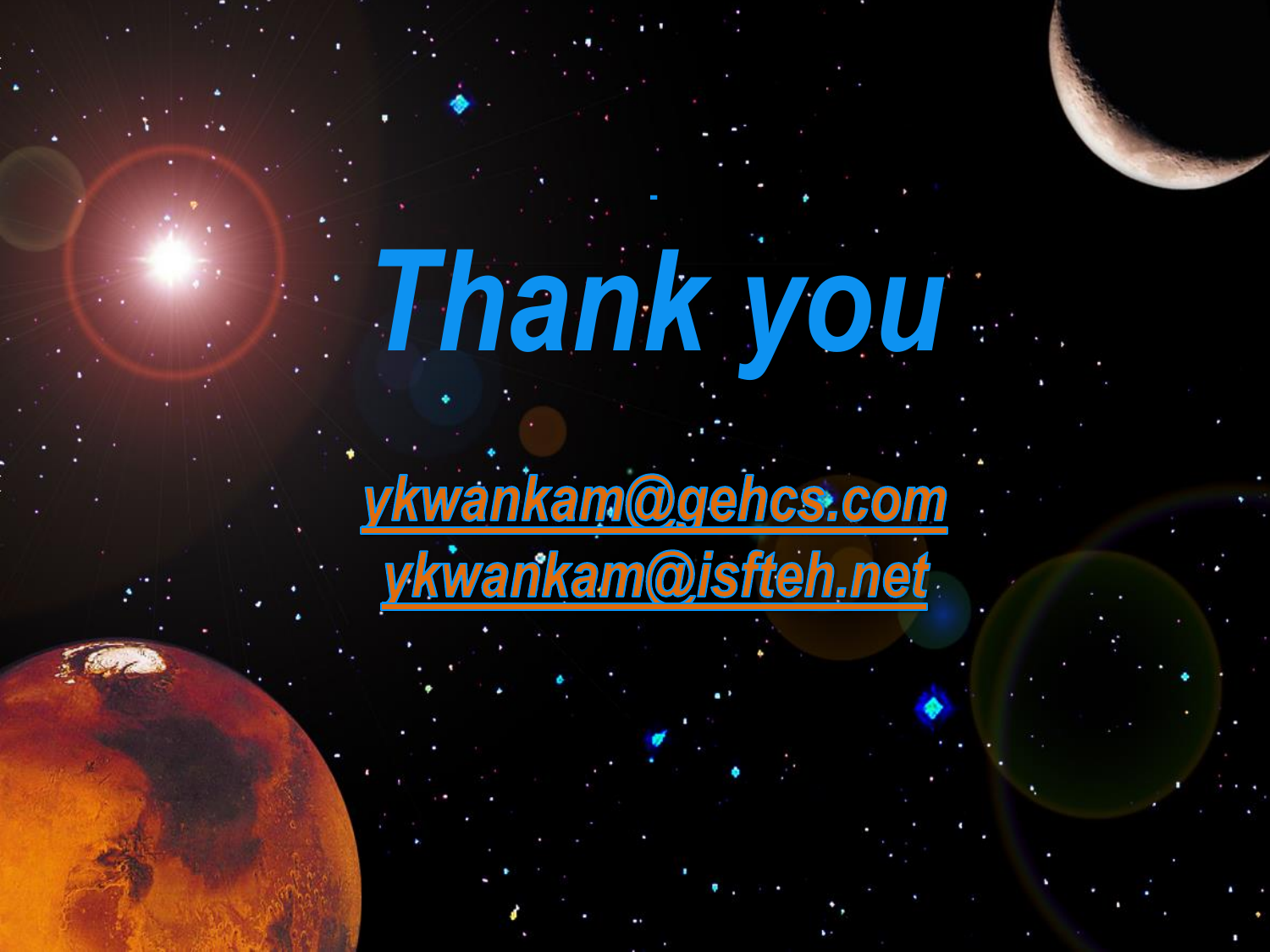# Thank you

ykwankam@gehcs.com
ykwankam@isfteh.net